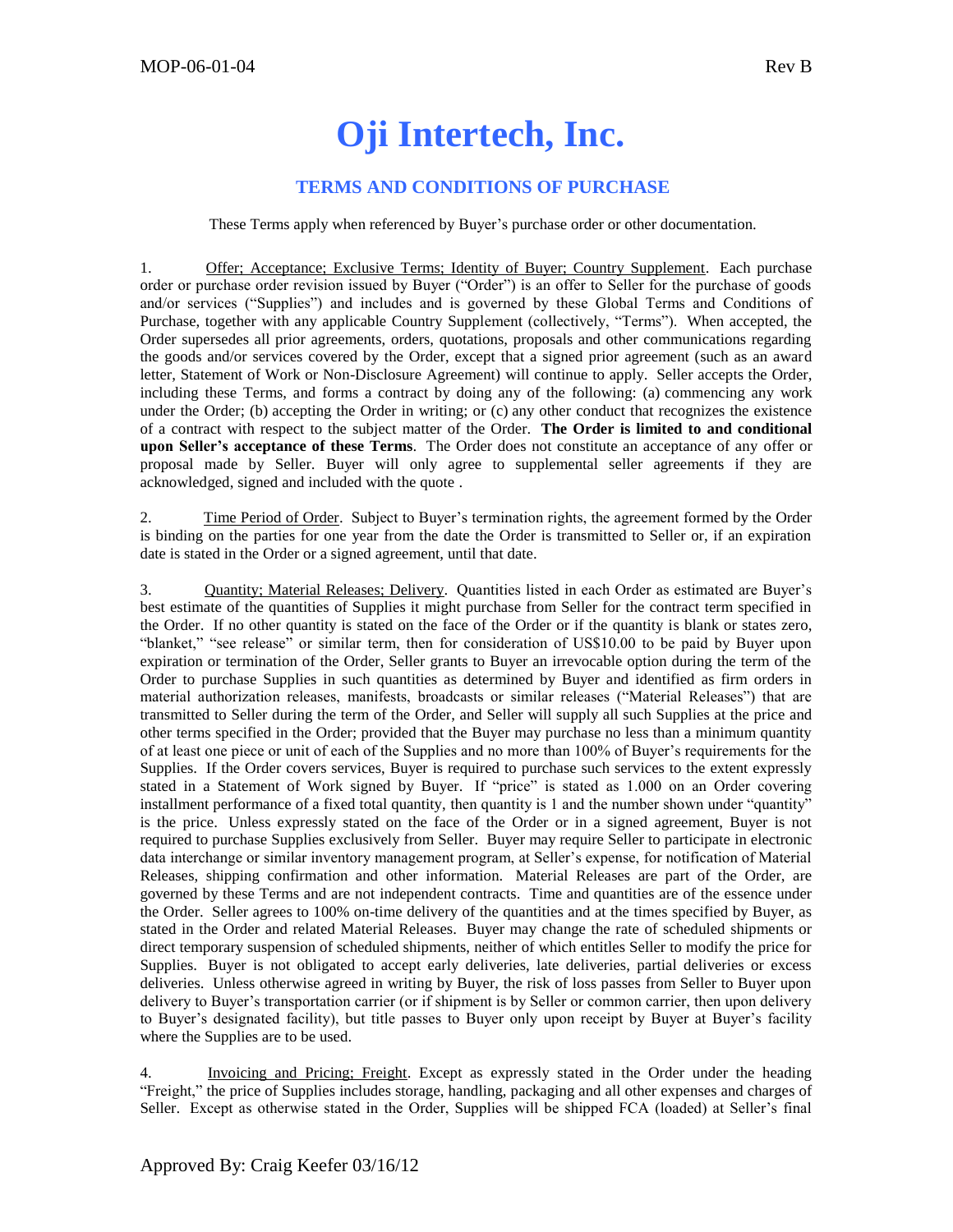# Oji Intertech, Inc.

## TERMS AND CONDITIONS OF PURCHASE

These Terms apply when referenced by Buyer's purchase order or other documentation.

1. Offer; Acceptance; Exclusive Terms; Identity of Buyer; Country Supplement. Each purchase order or purchase order revision issued by Buyer ("Order") is an offer to Seller for the purchase of goods and/or services ("Supplies") and includes and is governed by these Global Terms and Conditions of Purchase, together with any applicable Country Supplement (collectively, "Terms"). When accepted, the Order supersedes all prior agreements, orders, quotations, proposals and other communications regarding the goods and/or services covered by the Order, except that a signed prior agreement (such as an award letter, Statement of Work or Non-Disclosure Agreement) will continue to apply. Seller accepts the Order, including these Terms, and forms a contract by doing any of the following: (a) commencing any work under the Order; (b) accepting the Order in writing; or (c) any other conduct that recognizes the existence of a contract with respect to the subject matter of the Order. **The Order is limited to and conditional upon Seller's acceptance of these Terms**. The Order does not constitute an acceptance of any offer or proposal made by Seller. Buyer will only agree to supplemental seller agreements if they are acknowledged, signed and included with the quote .

2. Time Period of Order. Subject to Buyer's termination rights, the agreement formed by the Order is binding on the parties for one year from the date the Order is transmitted to Seller or, if an expiration date is stated in the Order or a signed agreement, until that date.

3. Quantity; Material Releases; Delivery. Quantities listed in each Order as estimated are Buyer's best estimate of the quantities of Supplies it might purchase from Seller for the contract term specified in the Order. If no other quantity is stated on the face of the Order or if the quantity is blank or states zero, "blanket," "see release" or similar term, then for consideration of US$10.00 to be paid by Buyer upon expiration or termination of the Order, Seller grants to Buyer an irrevocable option during the term of the Order to purchase Supplies in such quantities as determined by Buyer and identified as firm orders in material authorization releases, manifests, broadcasts or similar releases ("Material Releases") that are transmitted to Seller during the term of the Order, and Seller will supply all such Supplies at the price and other terms specified in the Order; provided that the Buyer may purchase no less than a minimum quantity of at least one piece or unit of each of the Supplies and no more than 100% of Buyer's requirements for the Supplies. If the Order covers services, Buyer is required to purchase such services to the extent expressly stated in a Statement of Work signed by Buyer. If "price" is stated as 1.000 on an Order covering installment performance of a fixed total quantity, then quantity is 1 and the number shown under "quantity" is the price. Unless expressly stated on the face of the Order or in a signed agreement, Buyer is not required to purchase Supplies exclusively from Seller. Buyer may require Seller to participate in electronic data interchange or similar inventory management program, at Seller's expense, for notification of Material Releases, shipping confirmation and other information. Material Releases are part of the Order, are governed by these Terms and are not independent contracts. Time and quantities are of the essence under the Order. Seller agrees to 100% on-time delivery of the quantities and at the times specified by Buyer, as stated in the Order and related Material Releases. Buyer may change the rate of scheduled shipments or direct temporary suspension of scheduled shipments, neither of which entitles Seller to modify the price for Supplies. Buyer is not obligated to accept early deliveries, late deliveries, partial deliveries or excess deliveries. Unless otherwise agreed in writing by Buyer, the risk of loss passes from Seller to Buyer upon delivery to Buyer's transportation carrier (or if shipment is by Seller or common carrier, then upon delivery to Buyer's designated facility), but title passes to Buyer only upon receipt by Buyer at Buyer's facility where the Supplies are to be used.

4. Invoicing and Pricing; Freight. Except as expressly stated in the Order under the heading "Freight," the price of Supplies includes storage, handling, packaging and all other expenses and charges of Seller. Except as otherwise stated in the Order, Supplies will be shipped FCA (loaded) at Seller's final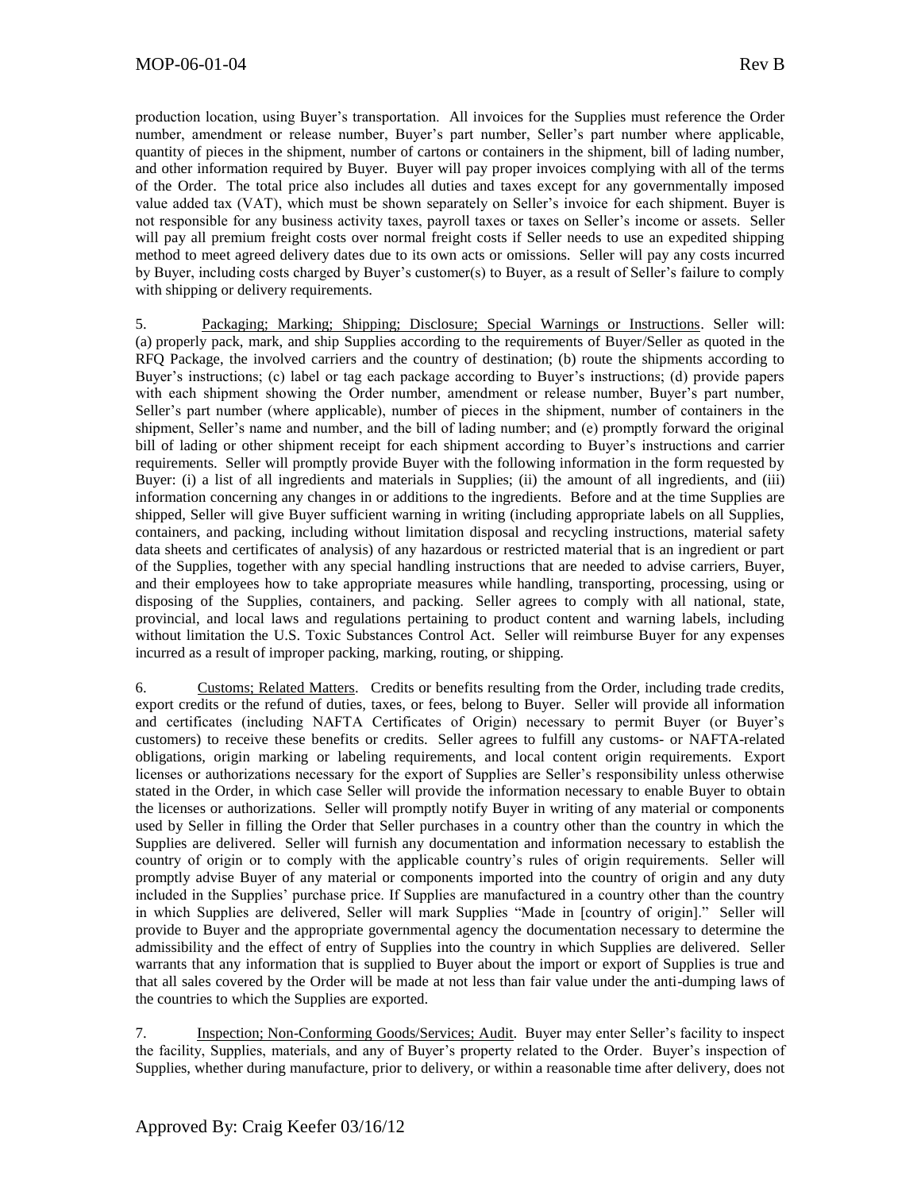production location, using Buyer's transportation. All invoices for the Supplies must reference the Order number, amendment or release number, Buyer's part number, Seller's part number where applicable, quantity of pieces in the shipment, number of cartons or containers in the shipment, bill of lading number, and other information required by Buyer. Buyer will pay proper invoices complying with all of the terms of the Order. The total price also includes all duties and taxes except for any governmentally imposed value added tax (VAT), which must be shown separately on Seller's invoice for each shipment. Buyer is not responsible for any business activity taxes, payroll taxes or taxes on Seller's income or assets. Seller will pay all premium freight costs over normal freight costs if Seller needs to use an expedited shipping method to meet agreed delivery dates due to its own acts or omissions. Seller will pay any costs incurred by Buyer, including costs charged by Buyer's customer(s) to Buyer, as a result of Seller's failure to comply with shipping or delivery requirements.

5. Packaging; Marking; Shipping; Disclosure; Special Warnings or Instructions. Seller will: (a) properly pack, mark, and ship Supplies according to the requirements of Buyer/Seller as quoted in the RFQ Package, the involved carriers and the country of destination; (b) route the shipments according to Buyer's instructions; (c) label or tag each package according to Buyer's instructions; (d) provide papers with each shipment showing the Order number, amendment or release number, Buyer's part number, Seller's part number (where applicable), number of pieces in the shipment, number of containers in the shipment, Seller's name and number, and the bill of lading number; and (e) promptly forward the original bill of lading or other shipment receipt for each shipment according to Buyer's instructions and carrier requirements. Seller will promptly provide Buyer with the following information in the form requested by Buyer: (i) a list of all ingredients and materials in Supplies; (ii) the amount of all ingredients, and (iii) information concerning any changes in or additions to the ingredients. Before and at the time Supplies are shipped, Seller will give Buyer sufficient warning in writing (including appropriate labels on all Supplies, containers, and packing, including without limitation disposal and recycling instructions, material safety data sheets and certificates of analysis) of any hazardous or restricted material that is an ingredient or part of the Supplies, together with any special handling instructions that are needed to advise carriers, Buyer, and their employees how to take appropriate measures while handling, transporting, processing, using or disposing of the Supplies, containers, and packing. Seller agrees to comply with all national, state, provincial, and local laws and regulations pertaining to product content and warning labels, including without limitation the U.S. Toxic Substances Control Act. Seller will reimburse Buyer for any expenses incurred as a result of improper packing, marking, routing, or shipping.

6. Customs; Related Matters. Credits or benefits resulting from the Order, including trade credits, export credits or the refund of duties, taxes, or fees, belong to Buyer. Seller will provide all information and certificates (including NAFTA Certificates of Origin) necessary to permit Buyer (or Buyer's customers) to receive these benefits or credits. Seller agrees to fulfill any customs- or NAFTA-related obligations, origin marking or labeling requirements, and local content origin requirements. Export licenses or authorizations necessary for the export of Supplies are Seller's responsibility unless otherwise stated in the Order, in which case Seller will provide the information necessary to enable Buyer to obtain the licenses or authorizations. Seller will promptly notify Buyer in writing of any material or components used by Seller in filling the Order that Seller purchases in a country other than the country in which the Supplies are delivered. Seller will furnish any documentation and information necessary to establish the country of origin or to comply with the applicable country's rules of origin requirements. Seller will promptly advise Buyer of any material or components imported into the country of origin and any duty included in the Supplies' purchase price. If Supplies are manufactured in a country other than the country in which Supplies are delivered, Seller will mark Supplies "Made in [country of origin]." Seller will provide to Buyer and the appropriate governmental agency the documentation necessary to determine the admissibility and the effect of entry of Supplies into the country in which Supplies are delivered. Seller warrants that any information that is supplied to Buyer about the import or export of Supplies is true and that all sales covered by the Order will be made at not less than fair value under the anti-dumping laws of the countries to which the Supplies are exported.

7. Inspection; Non-Conforming Goods/Services; Audit. Buyer may enter Seller's facility to inspect the facility, Supplies, materials, and any of Buyer's property related to the Order. Buyer's inspection of Supplies, whether during manufacture, prior to delivery, or within a reasonable time after delivery, does not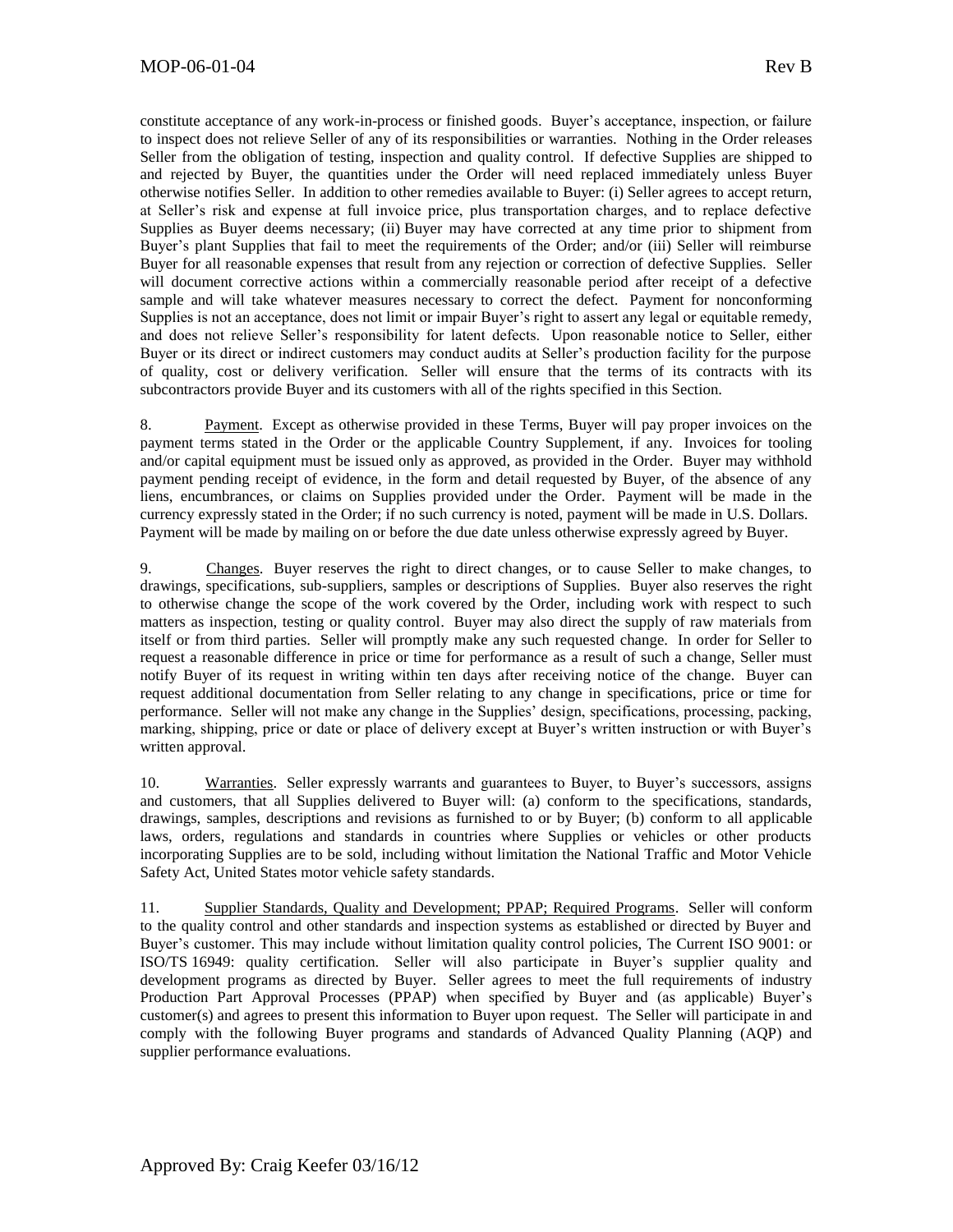constitute acceptance of any work-in-process or finished goods. Buyer's acceptance, inspection, or failure to inspect does not relieve Seller of any of its responsibilities or warranties. Nothing in the Order releases Seller from the obligation of testing, inspection and quality control. If defective Supplies are shipped to and rejected by Buyer, the quantities under the Order will need replaced immediately unless Buyer otherwise notifies Seller. In addition to other remedies available to Buyer: (i) Seller agrees to accept return, at Seller's risk and expense at full invoice price, plus transportation charges, and to replace defective Supplies as Buyer deems necessary; (ii) Buyer may have corrected at any time prior to shipment from Buyer's plant Supplies that fail to meet the requirements of the Order; and/or (iii) Seller will reimburse Buyer for all reasonable expenses that result from any rejection or correction of defective Supplies. Seller will document corrective actions within a commercially reasonable period after receipt of a defective sample and will take whatever measures necessary to correct the defect. Payment for nonconforming Supplies is not an acceptance, does not limit or impair Buyer's right to assert any legal or equitable remedy, and does not relieve Seller's responsibility for latent defects. Upon reasonable notice to Seller, either Buyer or its direct or indirect customers may conduct audits at Seller's production facility for the purpose of quality, cost or delivery verification. Seller will ensure that the terms of its contracts with its subcontractors provide Buyer and its customers with all of the rights specified in this Section.

8. Payment. Except as otherwise provided in these Terms, Buyer will pay proper invoices on the payment terms stated in the Order or the applicable Country Supplement, if any. Invoices for tooling and/or capital equipment must be issued only as approved, as provided in the Order. Buyer may withhold payment pending receipt of evidence, in the form and detail requested by Buyer, of the absence of any liens, encumbrances, or claims on Supplies provided under the Order. Payment will be made in the currency expressly stated in the Order; if no such currency is noted, payment will be made in U.S. Dollars. Payment will be made by mailing on or before the due date unless otherwise expressly agreed by Buyer.

9. Changes. Buyer reserves the right to direct changes, or to cause Seller to make changes, to drawings, specifications, sub-suppliers, samples or descriptions of Supplies. Buyer also reserves the right to otherwise change the scope of the work covered by the Order, including work with respect to such matters as inspection, testing or quality control. Buyer may also direct the supply of raw materials from itself or from third parties. Seller will promptly make any such requested change. In order for Seller to request a reasonable difference in price or time for performance as a result of such a change, Seller must notify Buyer of its request in writing within ten days after receiving notice of the change. Buyer can request additional documentation from Seller relating to any change in specifications, price or time for performance. Seller will not make any change in the Supplies' design, specifications, processing, packing, marking, shipping, price or date or place of delivery except at Buyer's written instruction or with Buyer's written approval.

10. Warranties. Seller expressly warrants and guarantees to Buyer, to Buyer's successors, assigns and customers, that all Supplies delivered to Buyer will: (a) conform to the specifications, standards, drawings, samples, descriptions and revisions as furnished to or by Buyer; (b) conform to all applicable laws, orders, regulations and standards in countries where Supplies or vehicles or other products incorporating Supplies are to be sold, including without limitation the National Traffic and Motor Vehicle Safety Act, United States motor vehicle safety standards.

11. Supplier Standards, Quality and Development; PPAP; Required Programs. Seller will conform to the quality control and other standards and inspection systems as established or directed by Buyer and Buyer's customer. This may include without limitation quality control policies, The Current ISO 9001: or ISO/TS 16949: quality certification. Seller will also participate in Buyer's supplier quality and development programs as directed by Buyer. Seller agrees to meet the full requirements of industry Production Part Approval Processes (PPAP) when specified by Buyer and (as applicable) Buyer's customer(s) and agrees to present this information to Buyer upon request. The Seller will participate in and comply with the following Buyer programs and standards of Advanced Quality Planning (AQP) and supplier performance evaluations.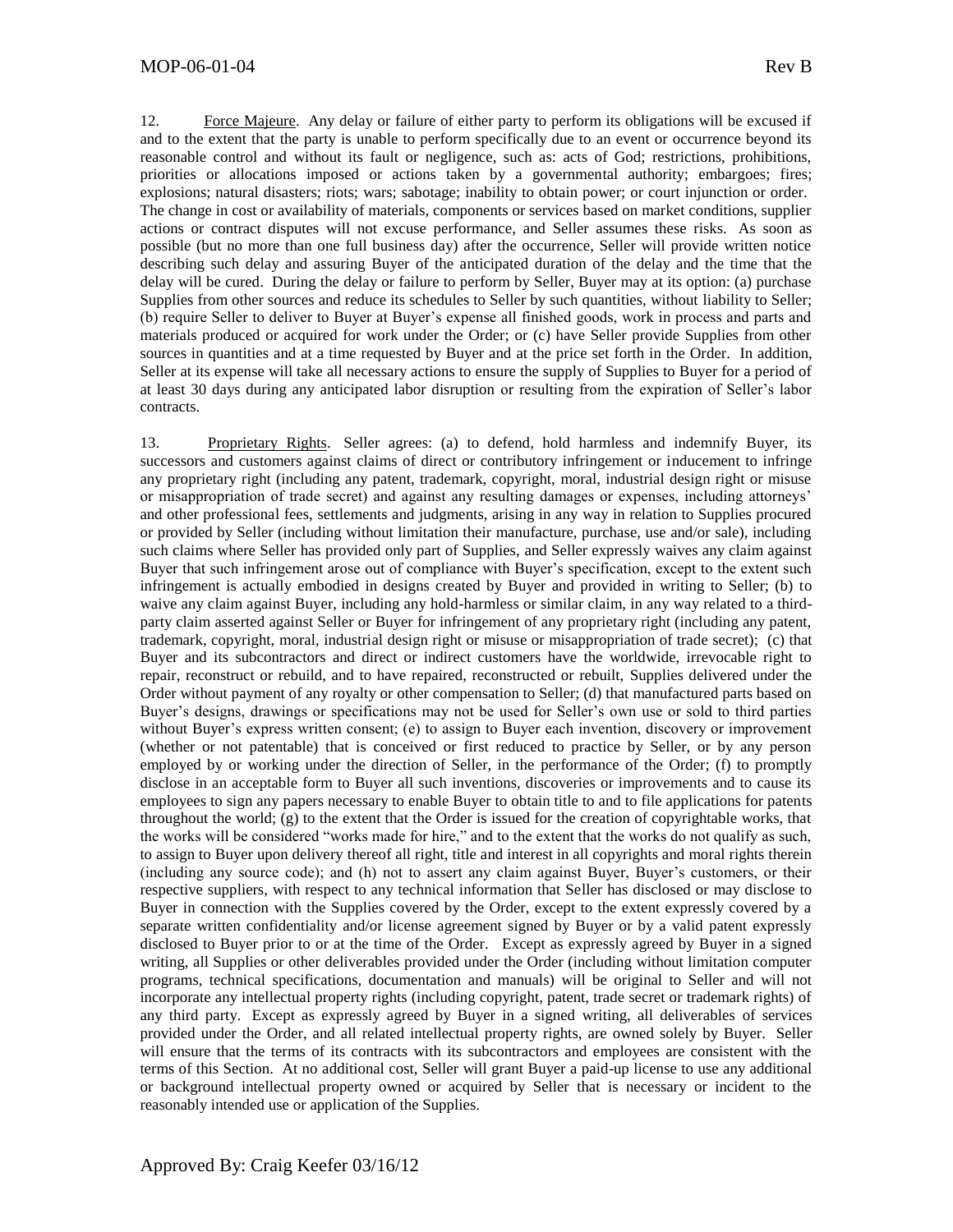12. Force Majeure. Any delay or failure of either party to perform its obligations will be excused if and to the extent that the party is unable to perform specifically due to an event or occurrence beyond its reasonable control and without its fault or negligence, such as: acts of God; restrictions, prohibitions, priorities or allocations imposed or actions taken by a governmental authority; embargoes; fires; explosions; natural disasters; riots; wars; sabotage; inability to obtain power; or court injunction or order. The change in cost or availability of materials, components or services based on market conditions, supplier actions or contract disputes will not excuse performance, and Seller assumes these risks. As soon as possible (but no more than one full business day) after the occurrence, Seller will provide written notice describing such delay and assuring Buyer of the anticipated duration of the delay and the time that the delay will be cured. During the delay or failure to perform by Seller, Buyer may at its option: (a) purchase Supplies from other sources and reduce its schedules to Seller by such quantities, without liability to Seller; (b) require Seller to deliver to Buyer at Buyer's expense all finished goods, work in process and parts and materials produced or acquired for work under the Order; or (c) have Seller provide Supplies from other sources in quantities and at a time requested by Buyer and at the price set forth in the Order. In addition, Seller at its expense will take all necessary actions to ensure the supply of Supplies to Buyer for a period of at least 30 days during any anticipated labor disruption or resulting from the expiration of Seller's labor contracts.

13. Proprietary Rights. Seller agrees: (a) to defend, hold harmless and indemnify Buyer, its successors and customers against claims of direct or contributory infringement or inducement to infringe any proprietary right (including any patent, trademark, copyright, moral, industrial design right or misuse or misappropriation of trade secret) and against any resulting damages or expenses, including attorneys' and other professional fees, settlements and judgments, arising in any way in relation to Supplies procured or provided by Seller (including without limitation their manufacture, purchase, use and/or sale), including such claims where Seller has provided only part of Supplies, and Seller expressly waives any claim against Buyer that such infringement arose out of compliance with Buyer's specification, except to the extent such infringement is actually embodied in designs created by Buyer and provided in writing to Seller; (b) to waive any claim against Buyer, including any hold-harmless or similar claim, in any way related to a third-party claim asserted against Seller or Buyer for infringement of any proprietary right (including any patent, trademark, copyright, moral, industrial design right or misuse or misappropriation of trade secret); (c) that Buyer and its subcontractors and direct or indirect customers have the worldwide, irrevocable right to repair, reconstruct or rebuild, and to have repaired, reconstructed or rebuilt, Supplies delivered under the Order without payment of any royalty or other compensation to Seller; (d) that manufactured parts based on Buyer's designs, drawings or specifications may not be used for Seller's own use or sold to third parties without Buyer's express written consent; (e) to assign to Buyer each invention, discovery or improvement (whether or not patentable) that is conceived or first reduced to practice by Seller, or by any person employed by or working under the direction of Seller, in the performance of the Order; (f) to promptly disclose in an acceptable form to Buyer all such inventions, discoveries or improvements and to cause its employees to sign any papers necessary to enable Buyer to obtain title to and to file applications for patents throughout the world; (g) to the extent that the Order is issued for the creation of copyrightable works, that the works will be considered "works made for hire," and to the extent that the works do not qualify as such, to assign to Buyer upon delivery thereof all right, title and interest in all copyrights and moral rights therein (including any source code); and (h) not to assert any claim against Buyer, Buyer's customers, or their respective suppliers, with respect to any technical information that Seller has disclosed or may disclose to Buyer in connection with the Supplies covered by the Order, except to the extent expressly covered by a separate written confidentiality and/or license agreement signed by Buyer or by a valid patent expressly disclosed to Buyer prior to or at the time of the Order. Except as expressly agreed by Buyer in a signed writing, all Supplies or other deliverables provided under the Order (including without limitation computer programs, technical specifications, documentation and manuals) will be original to Seller and will not incorporate any intellectual property rights (including copyright, patent, trade secret or trademark rights) of any third party. Except as expressly agreed by Buyer in a signed writing, all deliverables of services provided under the Order, and all related intellectual property rights, are owned solely by Buyer. Seller will ensure that the terms of its contracts with its subcontractors and employees are consistent with the terms of this Section. At no additional cost, Seller will grant Buyer a paid-up license to use any additional or background intellectual property owned or acquired by Seller that is necessary or incident to the reasonably intended use or application of the Supplies.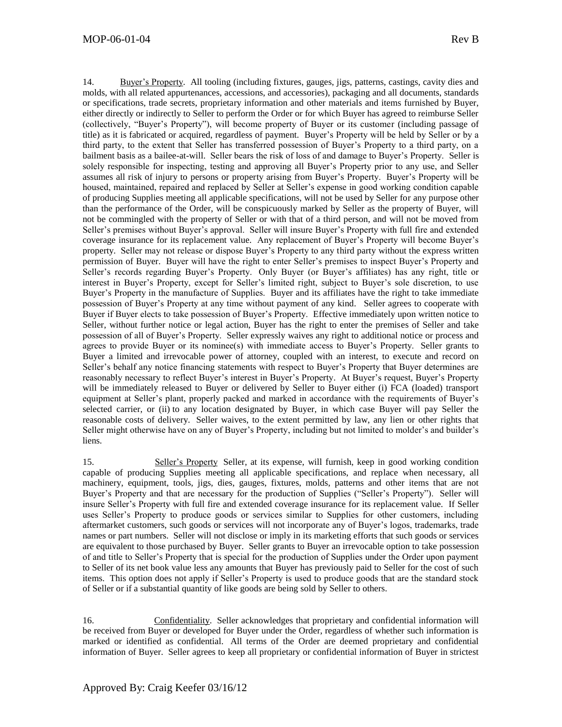14. Buyer's Property. All tooling (including fixtures, gauges, jigs, patterns, castings, cavity dies and molds, with all related appurtenances, accessions, and accessories), packaging and all documents, standards or specifications, trade secrets, proprietary information and other materials and items furnished by Buyer, either directly or indirectly to Seller to perform the Order or for which Buyer has agreed to reimburse Seller (collectively, "Buyer's Property"), will become property of Buyer or its customer (including passage of title) as it is fabricated or acquired, regardless of payment. Buyer's Property will be held by Seller or by a third party, to the extent that Seller has transferred possession of Buyer's Property to a third party, on a bailment basis as a bailee-at-will. Seller bears the risk of loss of and damage to Buyer's Property. Seller is solely responsible for inspecting, testing and approving all Buyer's Property prior to any use, and Seller assumes all risk of injury to persons or property arising from Buyer's Property. Buyer's Property will be housed, maintained, repaired and replaced by Seller at Seller's expense in good working condition capable of producing Supplies meeting all applicable specifications, will not be used by Seller for any purpose other than the performance of the Order, will be conspicuously marked by Seller as the property of Buyer, will not be commingled with the property of Seller or with that of a third person, and will not be moved from Seller's premises without Buyer's approval. Seller will insure Buyer's Property with full fire and extended coverage insurance for its replacement value. Any replacement of Buyer's Property will become Buyer's property. Seller may not release or dispose Buyer's Property to any third party without the express written permission of Buyer. Buyer will have the right to enter Seller's premises to inspect Buyer's Property and Seller's records regarding Buyer's Property. Only Buyer (or Buyer's affiliates) has any right, title or interest in Buyer's Property, except for Seller's limited right, subject to Buyer's sole discretion, to use Buyer's Property in the manufacture of Supplies. Buyer and its affiliates have the right to take immediate possession of Buyer's Property at any time without payment of any kind. Seller agrees to cooperate with Buyer if Buyer elects to take possession of Buyer's Property. Effective immediately upon written notice to Seller, without further notice or legal action, Buyer has the right to enter the premises of Seller and take possession of all of Buyer's Property. Seller expressly waives any right to additional notice or process and agrees to provide Buyer or its nominee(s) with immediate access to Buyer's Property. Seller grants to Buyer a limited and irrevocable power of attorney, coupled with an interest, to execute and record on Seller's behalf any notice financing statements with respect to Buyer's Property that Buyer determines are reasonably necessary to reflect Buyer's interest in Buyer's Property. At Buyer's request, Buyer's Property will be immediately released to Buyer or delivered by Seller to Buyer either (i) FCA (loaded) transport equipment at Seller's plant, properly packed and marked in accordance with the requirements of Buyer's selected carrier, or (ii) to any location designated by Buyer, in which case Buyer will pay Seller the reasonable costs of delivery. Seller waives, to the extent permitted by law, any lien or other rights that Seller might otherwise have on any of Buyer's Property, including but not limited to molder's and builder's liens.

15. Seller's Property Seller, at its expense, will furnish, keep in good working condition capable of producing Supplies meeting all applicable specifications, and replace when necessary, all machinery, equipment, tools, jigs, dies, gauges, fixtures, molds, patterns and other items that are not Buyer's Property and that are necessary for the production of Supplies ("Seller's Property"). Seller will insure Seller's Property with full fire and extended coverage insurance for its replacement value. If Seller uses Seller's Property to produce goods or services similar to Supplies for other customers, including aftermarket customers, such goods or services will not incorporate any of Buyer's logos, trademarks, trade names or part numbers. Seller will not disclose or imply in its marketing efforts that such goods or services are equivalent to those purchased by Buyer. Seller grants to Buyer an irrevocable option to take possession of and title to Seller's Property that is special for the production of Supplies under the Order upon payment to Seller of its net book value less any amounts that Buyer has previously paid to Seller for the cost of such items. This option does not apply if Seller's Property is used to produce goods that are the standard stock of Seller or if a substantial quantity of like goods are being sold by Seller to others.

16. Confidentiality. Seller acknowledges that proprietary and confidential information will be received from Buyer or developed for Buyer under the Order, regardless of whether such information is marked or identified as confidential. All terms of the Order are deemed proprietary and confidential information of Buyer. Seller agrees to keep all proprietary or confidential information of Buyer in strictest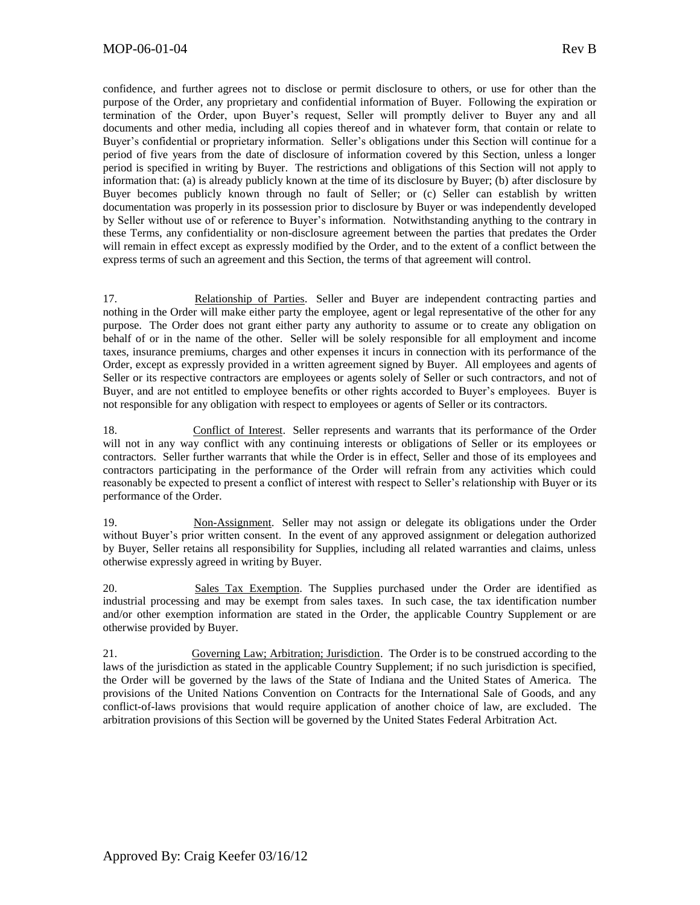confidence, and further agrees not to disclose or permit disclosure to others, or use for other than the purpose of the Order, any proprietary and confidential information of Buyer. Following the expiration or termination of the Order, upon Buyer's request, Seller will promptly deliver to Buyer any and all documents and other media, including all copies thereof and in whatever form, that contain or relate to Buyer's confidential or proprietary information. Seller's obligations under this Section will continue for a period of five years from the date of disclosure of information covered by this Section, unless a longer period is specified in writing by Buyer. The restrictions and obligations of this Section will not apply to information that: (a) is already publicly known at the time of its disclosure by Buyer; (b) after disclosure by Buyer becomes publicly known through no fault of Seller; or (c) Seller can establish by written documentation was properly in its possession prior to disclosure by Buyer or was independently developed by Seller without use of or reference to Buyer's information. Notwithstanding anything to the contrary in these Terms, any confidentiality or non-disclosure agreement between the parties that predates the Order will remain in effect except as expressly modified by the Order, and to the extent of a conflict between the express terms of such an agreement and this Section, the terms of that agreement will control.

17. Relationship of Parties. Seller and Buyer are independent contracting parties and nothing in the Order will make either party the employee, agent or legal representative of the other for any purpose. The Order does not grant either party any authority to assume or to create any obligation on behalf of or in the name of the other. Seller will be solely responsible for all employment and income taxes, insurance premiums, charges and other expenses it incurs in connection with its performance of the Order, except as expressly provided in a written agreement signed by Buyer. All employees and agents of Seller or its respective contractors are employees or agents solely of Seller or such contractors, and not of Buyer, and are not entitled to employee benefits or other rights accorded to Buyer's employees. Buyer is not responsible for any obligation with respect to employees or agents of Seller or its contractors.

18. Conflict of Interest. Seller represents and warrants that its performance of the Order will not in any way conflict with any continuing interests or obligations of Seller or its employees or contractors. Seller further warrants that while the Order is in effect, Seller and those of its employees and contractors participating in the performance of the Order will refrain from any activities which could reasonably be expected to present a conflict of interest with respect to Seller's relationship with Buyer or its performance of the Order.

19. Non-Assignment. Seller may not assign or delegate its obligations under the Order without Buyer's prior written consent. In the event of any approved assignment or delegation authorized by Buyer, Seller retains all responsibility for Supplies, including all related warranties and claims, unless otherwise expressly agreed in writing by Buyer.

20. Sales Tax Exemption. The Supplies purchased under the Order are identified as industrial processing and may be exempt from sales taxes. In such case, the tax identification number and/or other exemption information are stated in the Order, the applicable Country Supplement or are otherwise provided by Buyer.

21. Governing Law; Arbitration; Jurisdiction. The Order is to be construed according to the laws of the jurisdiction as stated in the applicable Country Supplement; if no such jurisdiction is specified, the Order will be governed by the laws of the State of Indiana and the United States of America. The provisions of the United Nations Convention on Contracts for the International Sale of Goods, and any conflict-of-laws provisions that would require application of another choice of law, are excluded. The arbitration provisions of this Section will be governed by the United States Federal Arbitration Act.

Approved By: Craig Keefer 03/16/12